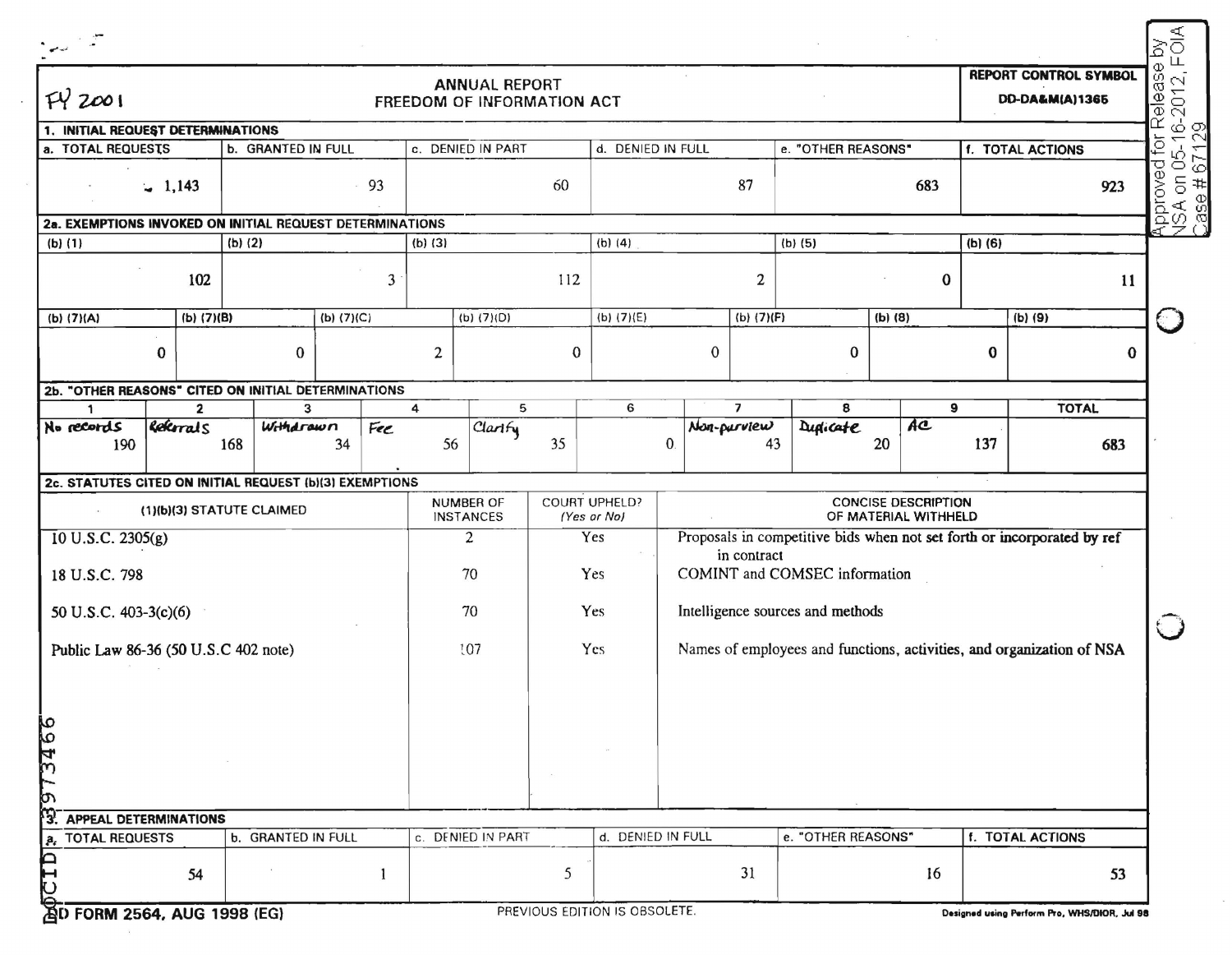FY 2001

# ANNUAL REPORT
## FREEDOM OF INFORMATION ACT

**REPORT CONTROL SYMBOL**
**DD-DA&M(A)1365**

Approved for Release by NSA on 05-16-2012, FOIA Case # 67129

### 1. INITIAL REQUEST DETERMINATIONS

| a. TOTAL REQUESTS | b. GRANTED IN FULL | c. DENIED IN PART | d. DENIED IN FULL | e. "OTHER REASONS" | f. TOTAL ACTIONS |
|---|---|---|---|---|---|
| 1,143 | 93 | 60 | 87 | 683 | 923 |

### 2a. EXEMPTIONS INVOKED ON INITIAL REQUEST DETERMINATIONS

| (b) (1) | (b) (2) | (b) (3) | (b) (4) | (b) (5) | (b) (6) |
|---|---|---|---|---|---|
| 102 | 3 | 112 | 2 | 0 | 11 |

| (b) (7)(A) | (b) (7)(B) | (b) (7)(C) | (b) (7)(D) | (b) (7)(E) | (b) (7)(F) | (b) (8) | (b) (9) |
|---|---|---|---|---|---|---|---|
| 0 | 0 | 2 | 0 | 0 | 0 | 0 | 0 |

### 2b. "OTHER REASONS" CITED ON INITIAL DETERMINATIONS

| 1 | 2 | 3 | 4 | 5 | 6 | 7 | 8 | 9 | TOTAL |
|---|---|---|---|---|---|---|---|---|---|
| No records 190 | Referrals 168 | Withdrawn 34 | Fee 56 | Clarify 35 | 0 | Non-purview 43 | Duplicate 20 | AC 137 | 683 |

### 2c. STATUTES CITED ON INITIAL REQUEST (b)(3) EXEMPTIONS

| (1)(b)(3) STATUTE CLAIMED | NUMBER OF INSTANCES | COURT UPHELD? (Yes or No) | CONCISE DESCRIPTION OF MATERIAL WITHHELD |
|---|---|---|---|
| 10 U.S.C. 2305(g) | 2 | Yes | Proposals in competitive bids when not set forth or incorporated by ref in contract |
| 18 U.S.C. 798 | 70 | Yes | COMINT and COMSEC information |
| 50 U.S.C. 403-3(c)(6) | 70 | Yes | Intelligence sources and methods |
| Public Law 86-36 (50 U.S.C 402 note) | 107 | Yes | Names of employees and functions, activities, and organization of NSA |

### 3. APPEAL DETERMINATIONS

| a. TOTAL REQUESTS | b. GRANTED IN FULL | c. DENIED IN PART | d. DENIED IN FULL | e. "OTHER REASONS" | f. TOTAL ACTIONS |
|---|---|---|---|---|---|
| 54 | 1 | 5 | 31 | 16 | 53 |

DOCID: 3973466

DD FORM 2564, AUG 1998 (EG) PREVIOUS EDITION IS OBSOLETE. Designed using Perform Pro, WHS/DIOR, Jul 98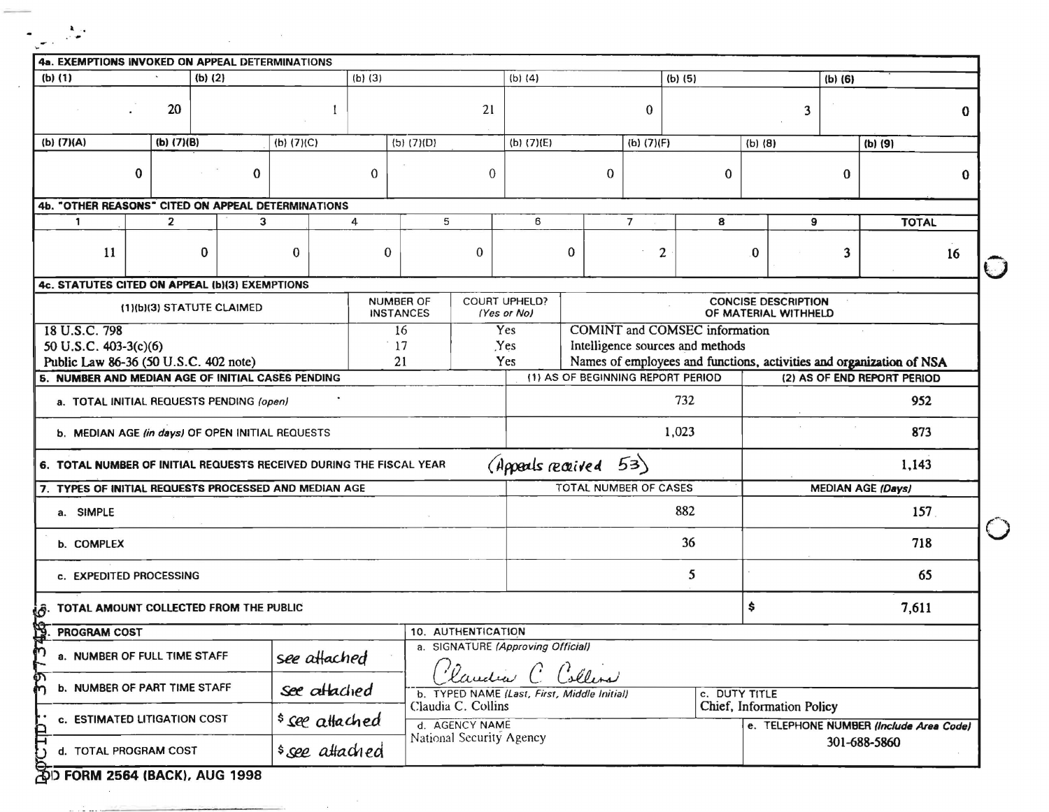## 4a. EXEMPTIONS INVOKED ON APPEAL DETERMINATIONS

| (b) (1) | (b) (2) | (b) (3) | (b) (4) | (b) (5) | (b) (6) |
|---|---|---|---|---|---|
| 20 | 1 | 21 | 0 | 3 | 0 |

| (b) (7)(A) | (b) (7)(B) | (b) (7)(C) | (b) (7)(D) | (b) (7)(E) | (b) (7)(F) | (b) (8) | (b) (9) |
|---|---|---|---|---|---|---|---|
| 0 | 0 | 0 | 0 | 0 | 0 | 0 | 0 |

## 4b. "OTHER REASONS" CITED ON APPEAL DETERMINATIONS

| 1 | 2 | 3 | 4 | 5 | 6 | 7 | 8 | 9 | TOTAL |
|---|---|---|---|---|---|---|---|---|---|
| 11 | 0 | 0 | 0 | 0 | 0 | 2 | 0 | 3 | 16 |

## 4c. STATUTES CITED ON APPEAL (b)(3) EXEMPTIONS

| (1)(b)(3) STATUTE CLAIMED | NUMBER OF INSTANCES | COURT UPHELD? (Yes or No) | CONCISE DESCRIPTION OF MATERIAL WITHHELD |
|---|---|---|---|
| 18 U.S.C. 798 | 16 | Yes | COMINT and COMSEC information |
| 50 U.S.C. 403-3(c)(6) | 17 | Yes | Intelligence sources and methods |
| Public Law 86-36 (50 U.S.C. 402 note) | 21 | Yes | Names of employees and functions, activities and organization of NSA |

## 5. NUMBER AND MEDIAN AGE OF INITIAL CASES PENDING

| | (1) AS OF BEGINNING REPORT PERIOD | (2) AS OF END REPORT PERIOD |
|---|---|---|
| a. TOTAL INITIAL REQUESTS PENDING *(open)* | 732 | 952 |
| b. MEDIAN AGE *(in days)* OF OPEN INITIAL REQUESTS | 1,023 | 873 |

## 6. TOTAL NUMBER OF INITIAL REQUESTS RECEIVED DURING THE FISCAL YEAR (Appeals received 53)

1,143

## 7. TYPES OF INITIAL REQUESTS PROCESSED AND MEDIAN AGE

| | TOTAL NUMBER OF CASES | MEDIAN AGE *(Days)* |
|---|---|---|
| a. SIMPLE | 882 | 157 |
| b. COMPLEX | 36 | 718 |
| c. EXPEDITED PROCESSING | 5 | 65 |

## 8. TOTAL AMOUNT COLLECTED FROM THE PUBLIC

$ 7,611

## 9. PROGRAM COST

| | |
|---|---|
| a. NUMBER OF FULL TIME STAFF | see attached |
| b. NUMBER OF PART TIME STAFF | see attached |
| c. ESTIMATED LITIGATION COST | $ see attached |
| d. TOTAL PROGRAM COST | $ see attached |

## 10. AUTHENTICATION

a. SIGNATURE *(Approving Official)*: Claudia C. Collins

b. TYPED NAME *(Last, First, Middle Initial)*: Claudia C. Collins

c. DUTY TITLE: Chief, Information Policy

d. AGENCY NAME: National Security Agency

e. TELEPHONE NUMBER *(Include Area Code)*: 301-688-5860

DOCID: 3973466

DD FORM 2564 (BACK), AUG 1998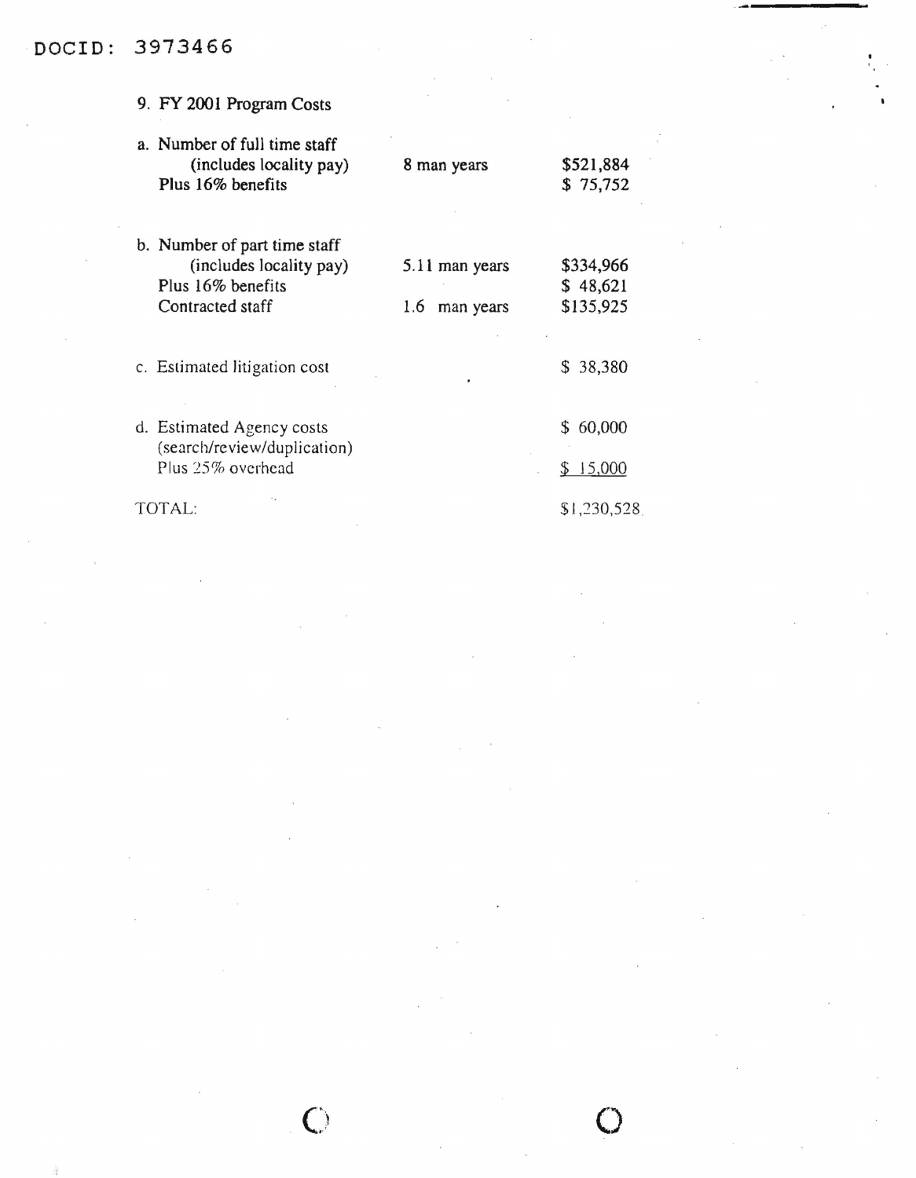DOCID: 3973466

9. FY 2001 Program Costs

| | | |
|---|---|---|
| a. Number of full time staff (includes locality pay) | 8 man years | $521,884 |
| Plus 16% benefits | | $ 75,752 |
| b. Number of part time staff (includes locality pay) | 5.11 man years | $334,966 |
| Plus 16% benefits | | $ 48,621 |
| Contracted staff | 1.6 man years | $135,925 |
| c. Estimated litigation cost | | $ 38,380 |
| d. Estimated Agency costs (search/review/duplication) | | $ 60,000 |
| Plus 25% overhead | | $ 15,000 |
| TOTAL: | | $1,230,528 |